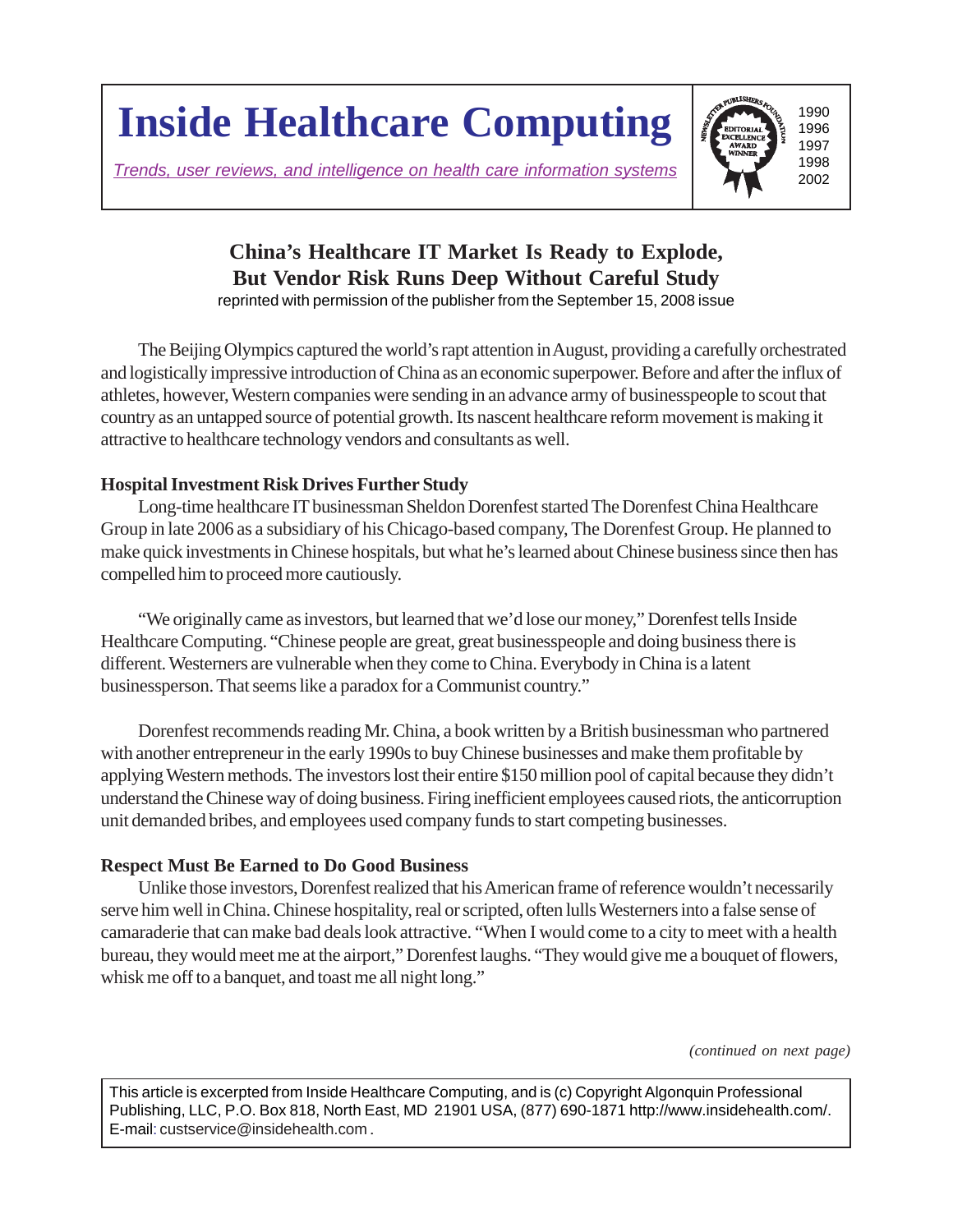# Inside Healthcare Computing

*Trends, user reviews, and intelligence on health care information systems*

EDITORIAL EXCELLENCE AWARD WINNER — Newsletter Publishers Foundation — 1990, 1996, 1997, 1998, 2002

## China's Healthcare IT Market Is Ready to Explode, But Vendor Risk Runs Deep Without Careful Study

reprinted with permission of the publisher from the September 15, 2008 issue

The Beijing Olympics captured the world's rapt attention in August, providing a carefully orchestrated and logistically impressive introduction of China as an economic superpower. Before and after the influx of athletes, however, Western companies were sending in an advance army of businesspeople to scout that country as an untapped source of potential growth. Its nascent healthcare reform movement is making it attractive to healthcare technology vendors and consultants as well.

### Hospital Investment Risk Drives Further Study

Long-time healthcare IT businessman Sheldon Dorenfest started The Dorenfest China Healthcare Group in late 2006 as a subsidiary of his Chicago-based company, The Dorenfest Group. He planned to make quick investments in Chinese hospitals, but what he's learned about Chinese business since then has compelled him to proceed more cautiously.

"We originally came as investors, but learned that we'd lose our money," Dorenfest tells Inside Healthcare Computing. "Chinese people are great, great businesspeople and doing business there is different. Westerners are vulnerable when they come to China. Everybody in China is a latent businessperson. That seems like a paradox for a Communist country."

Dorenfest recommends reading Mr. China, a book written by a British businessman who partnered with another entrepreneur in the early 1990s to buy Chinese businesses and make them profitable by applying Western methods. The investors lost their entire $150 million pool of capital because they didn't understand the Chinese way of doing business. Firing inefficient employees caused riots, the anticorruption unit demanded bribes, and employees used company funds to start competing businesses.

### Respect Must Be Earned to Do Good Business

Unlike those investors, Dorenfest realized that his American frame of reference wouldn't necessarily serve him well in China. Chinese hospitality, real or scripted, often lulls Westerners into a false sense of camaraderie that can make bad deals look attractive. "When I would come to a city to meet with a health bureau, they would meet me at the airport," Dorenfest laughs. "They would give me a bouquet of flowers, whisk me off to a banquet, and toast me all night long."

*(continued on next page)*

This article is excerpted from Inside Healthcare Computing, and is (c) Copyright Algonquin Professional Publishing, LLC, P.O. Box 818, North East, MD 21901 USA, (877) 690-1871 http://www.insidehealth.com/. E-mail: custservice@insidehealth.com .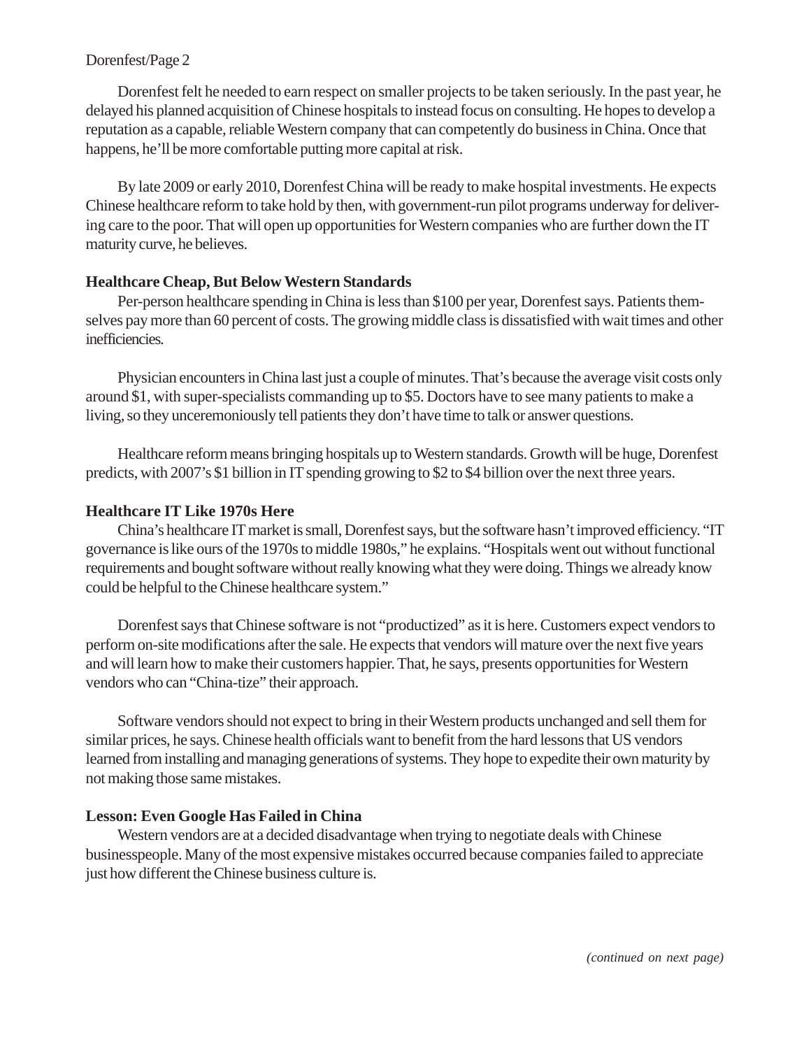Dorenfest felt he needed to earn respect on smaller projects to be taken seriously. In the past year, he delayed his planned acquisition of Chinese hospitals to instead focus on consulting. He hopes to develop a reputation as a capable, reliable Western company that can competently do business in China. Once that happens, he'll be more comfortable putting more capital at risk.

By late 2009 or early 2010, Dorenfest China will be ready to make hospital investments. He expects Chinese healthcare reform to take hold by then, with government-run pilot programs underway for delivering care to the poor. That will open up opportunities for Western companies who are further down the IT maturity curve, he believes.

**Healthcare Cheap, But Below Western Standards**

Per-person healthcare spending in China is less than $100 per year, Dorenfest says. Patients themselves pay more than 60 percent of costs. The growing middle class is dissatisfied with wait times and other inefficiencies.

Physician encounters in China last just a couple of minutes. That's because the average visit costs only around $1, with super-specialists commanding up to $5. Doctors have to see many patients to make a living, so they unceremoniously tell patients they don't have time to talk or answer questions.

Healthcare reform means bringing hospitals up to Western standards. Growth will be huge, Dorenfest predicts, with 2007's $1 billion in IT spending growing to $2 to $4 billion over the next three years.

**Healthcare IT Like 1970s Here**

China's healthcare IT market is small, Dorenfest says, but the software hasn't improved efficiency. "IT governance is like ours of the 1970s to middle 1980s," he explains. "Hospitals went out without functional requirements and bought software without really knowing what they were doing. Things we already know could be helpful to the Chinese healthcare system."

Dorenfest says that Chinese software is not "productized" as it is here. Customers expect vendors to perform on-site modifications after the sale. He expects that vendors will mature over the next five years and will learn how to make their customers happier. That, he says, presents opportunities for Western vendors who can "China-tize" their approach.

Software vendors should not expect to bring in their Western products unchanged and sell them for similar prices, he says. Chinese health officials want to benefit from the hard lessons that US vendors learned from installing and managing generations of systems. They hope to expedite their own maturity by not making those same mistakes.

**Lesson: Even Google Has Failed in China**

Western vendors are at a decided disadvantage when trying to negotiate deals with Chinese businesspeople. Many of the most expensive mistakes occurred because companies failed to appreciate just how different the Chinese business culture is.

*(continued on next page)*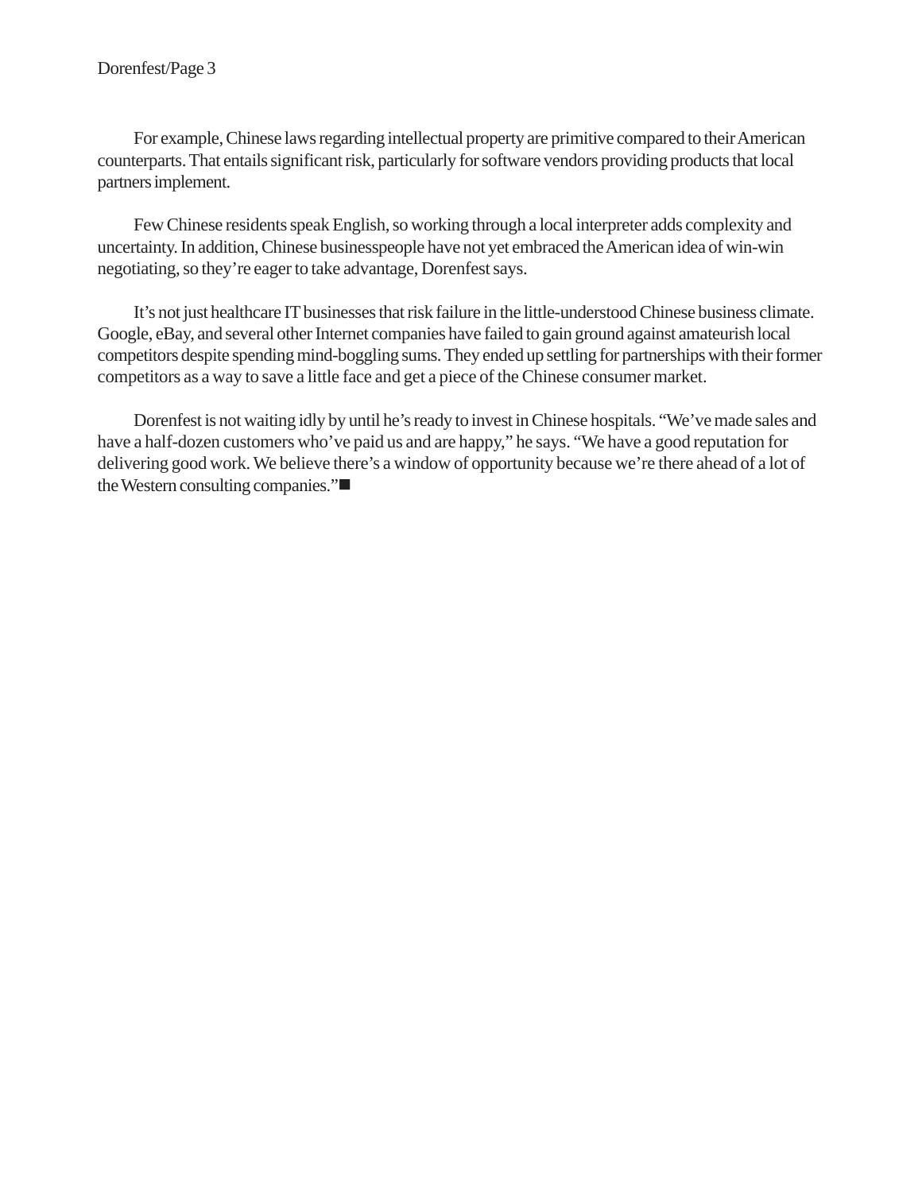For example, Chinese laws regarding intellectual property are primitive compared to their American counterparts. That entails significant risk, particularly for software vendors providing products that local partners implement.

Few Chinese residents speak English, so working through a local interpreter adds complexity and uncertainty. In addition, Chinese businesspeople have not yet embraced the American idea of win-win negotiating, so they're eager to take advantage, Dorenfest says.

It's not just healthcare IT businesses that risk failure in the little-understood Chinese business climate. Google, eBay, and several other Internet companies have failed to gain ground against amateurish local competitors despite spending mind-boggling sums. They ended up settling for partnerships with their former competitors as a way to save a little face and get a piece of the Chinese consumer market.

Dorenfest is not waiting idly by until he's ready to invest in Chinese hospitals. "We've made sales and have a half-dozen customers who've paid us and are happy," he says. "We have a good reputation for delivering good work. We believe there's a window of opportunity because we're there ahead of a lot of the Western consulting companies."■